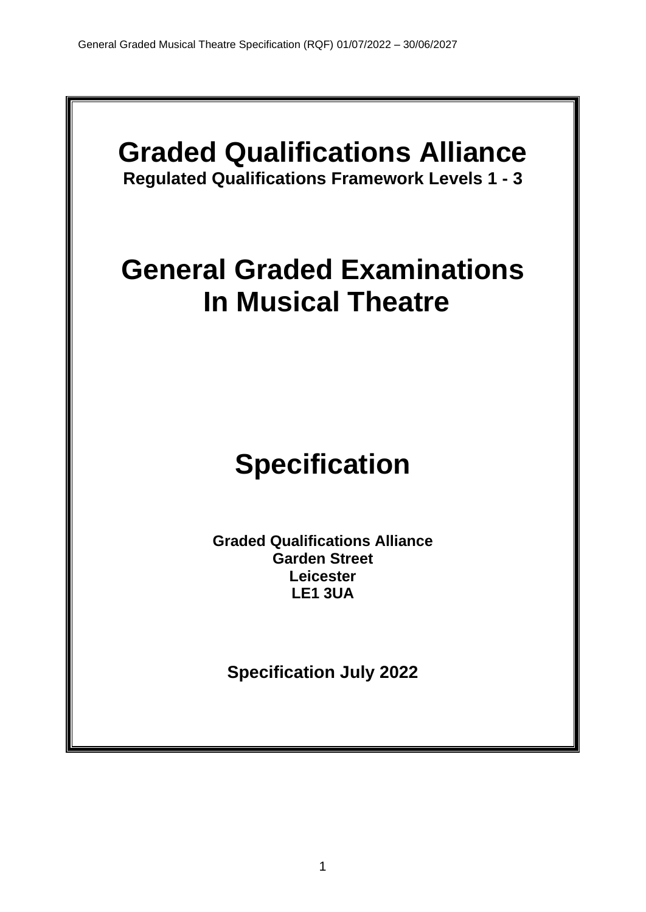# Graded Qualifications Alliance

**Regulated Qualifications Framework Levels 1 - 3**

# General Graded Examinations In Musical Theatre

# Specification

**Graded Qualifications Alliance**
**Garden Street**
**Leicester**
**LE1 3UA**

**Specification July 2022**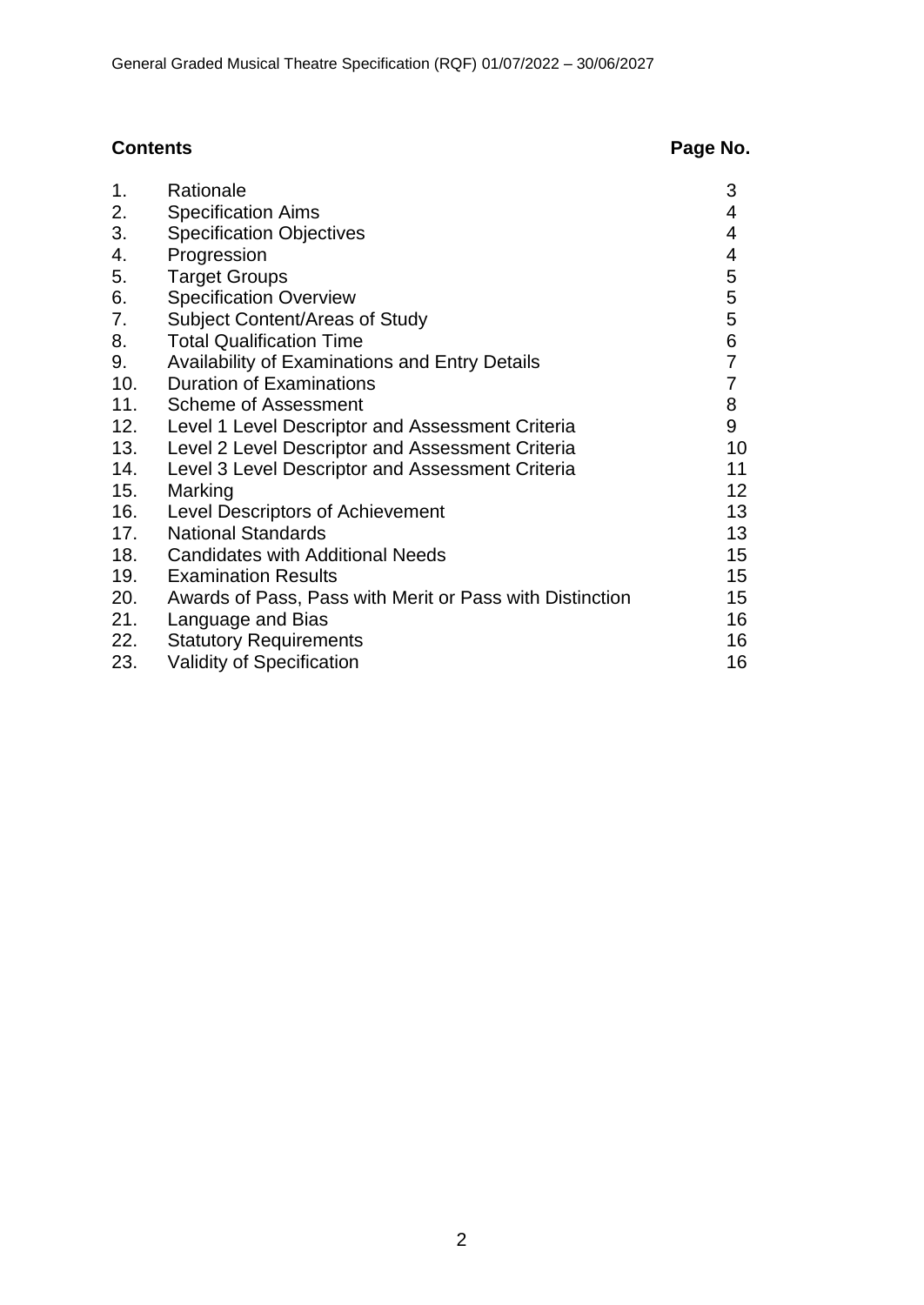## Contents

| | Contents | Page No. |
|---|---|---|
| 1. | Rationale | 3 |
| 2. | Specification Aims | 4 |
| 3. | Specification Objectives | 4 |
| 4. | Progression | 4 |
| 5. | Target Groups | 5 |
| 6. | Specification Overview | 5 |
| 7. | Subject Content/Areas of Study | 5 |
| 8. | Total Qualification Time | 6 |
| 9. | Availability of Examinations and Entry Details | 7 |
| 10. | Duration of Examinations | 7 |
| 11. | Scheme of Assessment | 8 |
| 12. | Level 1 Level Descriptor and Assessment Criteria | 9 |
| 13. | Level 2 Level Descriptor and Assessment Criteria | 10 |
| 14. | Level 3 Level Descriptor and Assessment Criteria | 11 |
| 15. | Marking | 12 |
| 16. | Level Descriptors of Achievement | 13 |
| 17. | National Standards | 13 |
| 18. | Candidates with Additional Needs | 15 |
| 19. | Examination Results | 15 |
| 20. | Awards of Pass, Pass with Merit or Pass with Distinction | 15 |
| 21. | Language and Bias | 16 |
| 22. | Statutory Requirements | 16 |
| 23. | Validity of Specification | 16 |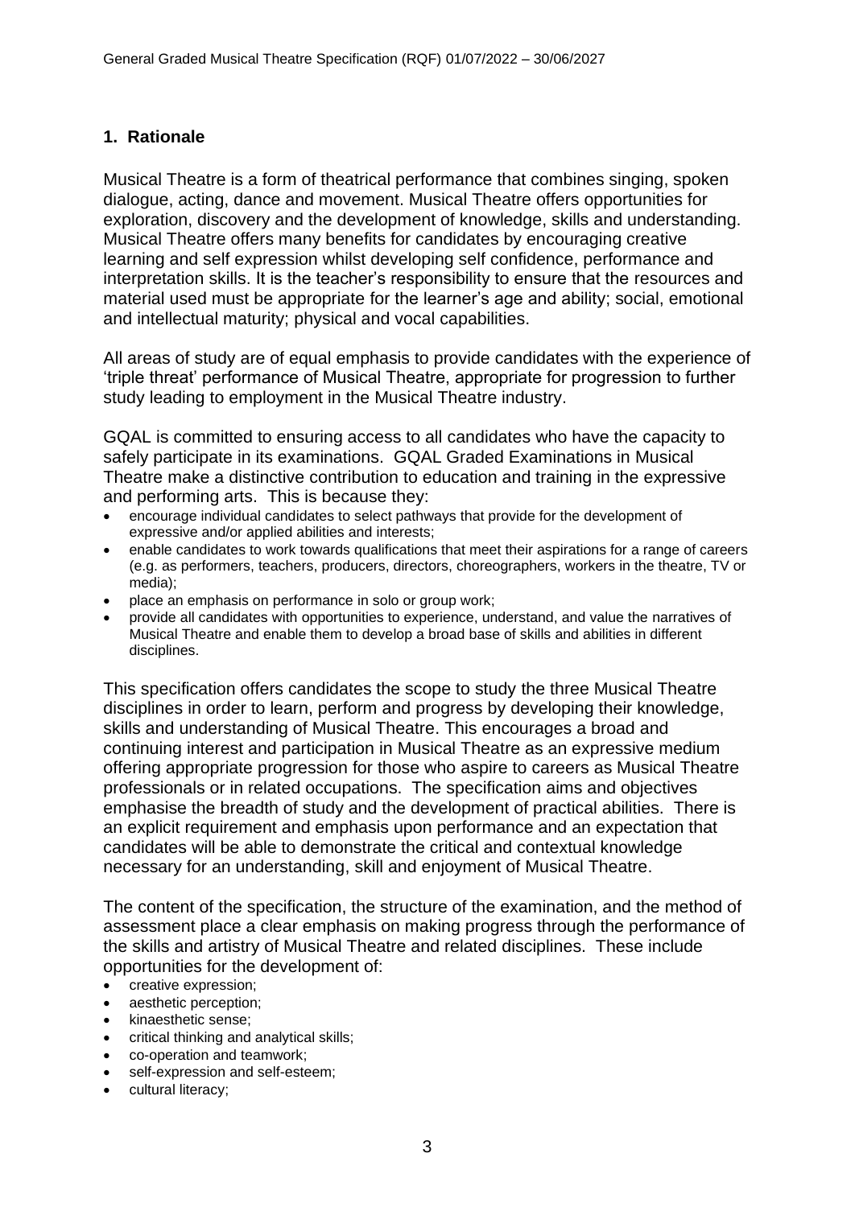## 1. Rationale

Musical Theatre is a form of theatrical performance that combines singing, spoken dialogue, acting, dance and movement. Musical Theatre offers opportunities for exploration, discovery and the development of knowledge, skills and understanding. Musical Theatre offers many benefits for candidates by encouraging creative learning and self expression whilst developing self confidence, performance and interpretation skills. It is the teacher's responsibility to ensure that the resources and material used must be appropriate for the learner's age and ability; social, emotional and intellectual maturity; physical and vocal capabilities.

All areas of study are of equal emphasis to provide candidates with the experience of 'triple threat' performance of Musical Theatre, appropriate for progression to further study leading to employment in the Musical Theatre industry.

GQAL is committed to ensuring access to all candidates who have the capacity to safely participate in its examinations. GQAL Graded Examinations in Musical Theatre make a distinctive contribution to education and training in the expressive and performing arts. This is because they:

- encourage individual candidates to select pathways that provide for the development of expressive and/or applied abilities and interests;
- enable candidates to work towards qualifications that meet their aspirations for a range of careers (e.g. as performers, teachers, producers, directors, choreographers, workers in the theatre, TV or media);
- place an emphasis on performance in solo or group work;
- provide all candidates with opportunities to experience, understand, and value the narratives of Musical Theatre and enable them to develop a broad base of skills and abilities in different disciplines.

This specification offers candidates the scope to study the three Musical Theatre disciplines in order to learn, perform and progress by developing their knowledge, skills and understanding of Musical Theatre. This encourages a broad and continuing interest and participation in Musical Theatre as an expressive medium offering appropriate progression for those who aspire to careers as Musical Theatre professionals or in related occupations. The specification aims and objectives emphasise the breadth of study and the development of practical abilities. There is an explicit requirement and emphasis upon performance and an expectation that candidates will be able to demonstrate the critical and contextual knowledge necessary for an understanding, skill and enjoyment of Musical Theatre.

The content of the specification, the structure of the examination, and the method of assessment place a clear emphasis on making progress through the performance of the skills and artistry of Musical Theatre and related disciplines. These include opportunities for the development of:

- creative expression;
- aesthetic perception;
- kinaesthetic sense;
- critical thinking and analytical skills;
- co-operation and teamwork;
- self-expression and self-esteem;
- cultural literacy;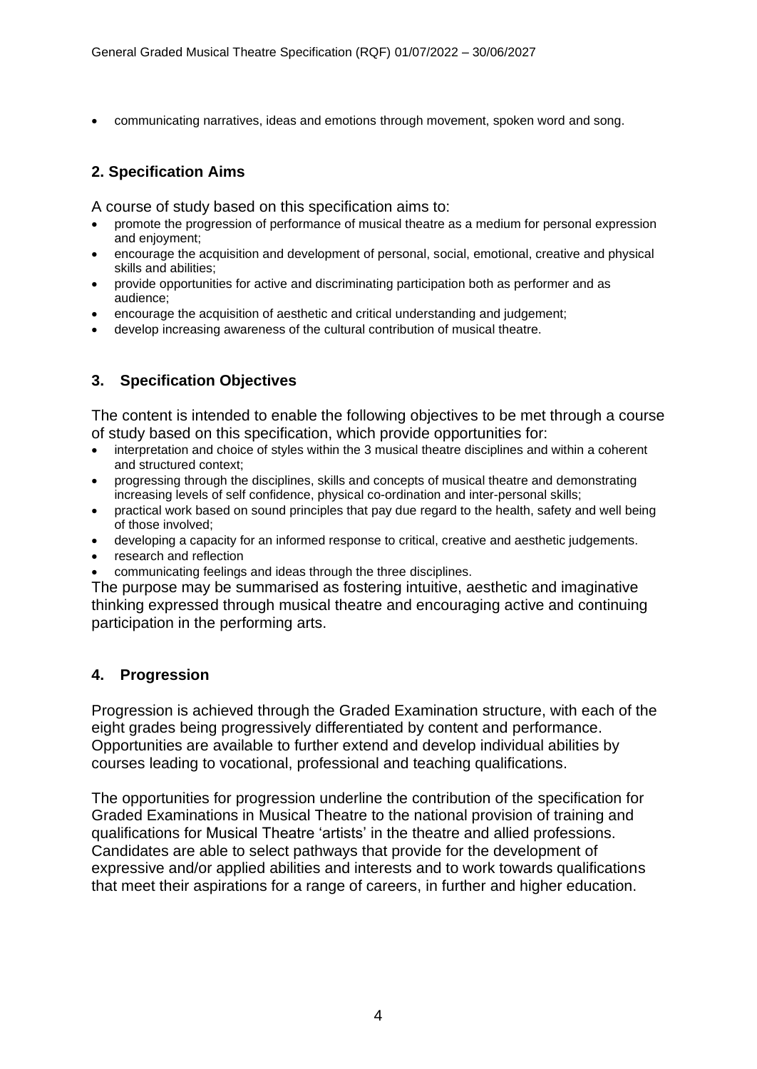- communicating narratives, ideas and emotions through movement, spoken word and song.

## 2. Specification Aims

A course of study based on this specification aims to:

- promote the progression of performance of musical theatre as a medium for personal expression and enjoyment;
- encourage the acquisition and development of personal, social, emotional, creative and physical skills and abilities;
- provide opportunities for active and discriminating participation both as performer and as audience;
- encourage the acquisition of aesthetic and critical understanding and judgement;
- develop increasing awareness of the cultural contribution of musical theatre.

## 3. Specification Objectives

The content is intended to enable the following objectives to be met through a course of study based on this specification, which provide opportunities for:

- interpretation and choice of styles within the 3 musical theatre disciplines and within a coherent and structured context;
- progressing through the disciplines, skills and concepts of musical theatre and demonstrating increasing levels of self confidence, physical co-ordination and inter-personal skills;
- practical work based on sound principles that pay due regard to the health, safety and well being of those involved;
- developing a capacity for an informed response to critical, creative and aesthetic judgements.
- research and reflection
- communicating feelings and ideas through the three disciplines.

The purpose may be summarised as fostering intuitive, aesthetic and imaginative thinking expressed through musical theatre and encouraging active and continuing participation in the performing arts.

## 4. Progression

Progression is achieved through the Graded Examination structure, with each of the eight grades being progressively differentiated by content and performance. Opportunities are available to further extend and develop individual abilities by courses leading to vocational, professional and teaching qualifications.

The opportunities for progression underline the contribution of the specification for Graded Examinations in Musical Theatre to the national provision of training and qualifications for Musical Theatre 'artists' in the theatre and allied professions. Candidates are able to select pathways that provide for the development of expressive and/or applied abilities and interests and to work towards qualifications that meet their aspirations for a range of careers, in further and higher education.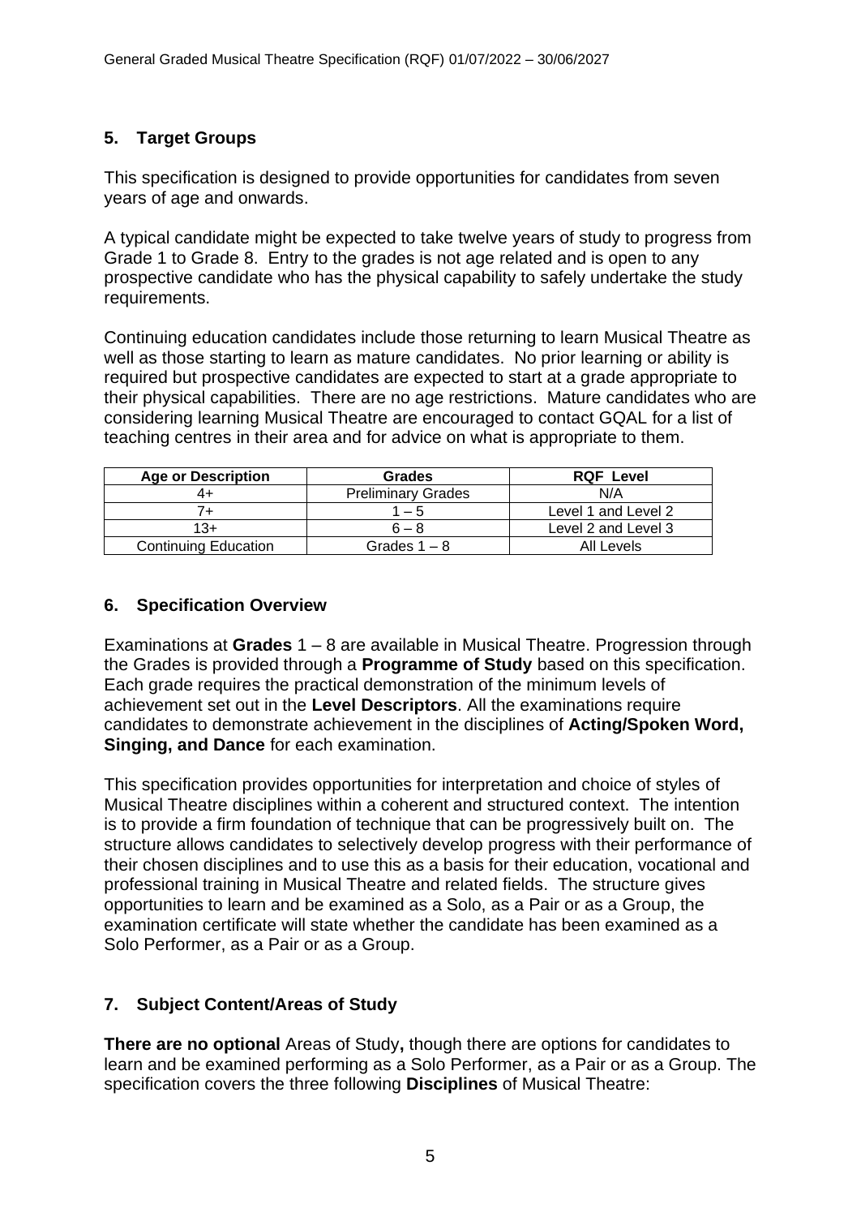## 5. Target Groups

This specification is designed to provide opportunities for candidates from seven years of age and onwards.

A typical candidate might be expected to take twelve years of study to progress from Grade 1 to Grade 8. Entry to the grades is not age related and is open to any prospective candidate who has the physical capability to safely undertake the study requirements.

Continuing education candidates include those returning to learn Musical Theatre as well as those starting to learn as mature candidates. No prior learning or ability is required but prospective candidates are expected to start at a grade appropriate to their physical capabilities. There are no age restrictions. Mature candidates who are considering learning Musical Theatre are encouraged to contact GQAL for a list of teaching centres in their area and for advice on what is appropriate to them.

| Age or Description | Grades | RQF Level |
|---|---|---|
| 4+ | Preliminary Grades | N/A |
| 7+ | 1 – 5 | Level 1 and Level 2 |
| 13+ | 6 – 8 | Level 2 and Level 3 |
| Continuing Education | Grades 1 – 8 | All Levels |

## 6. Specification Overview

Examinations at **Grades** 1 – 8 are available in Musical Theatre. Progression through the Grades is provided through a **Programme of Study** based on this specification. Each grade requires the practical demonstration of the minimum levels of achievement set out in the **Level Descriptors**. All the examinations require candidates to demonstrate achievement in the disciplines of **Acting/Spoken Word, Singing, and Dance** for each examination.

This specification provides opportunities for interpretation and choice of styles of Musical Theatre disciplines within a coherent and structured context. The intention is to provide a firm foundation of technique that can be progressively built on. The structure allows candidates to selectively develop progress with their performance of their chosen disciplines and to use this as a basis for their education, vocational and professional training in Musical Theatre and related fields. The structure gives opportunities to learn and be examined as a Solo, as a Pair or as a Group, the examination certificate will state whether the candidate has been examined as a Solo Performer, as a Pair or as a Group.

## 7. Subject Content/Areas of Study

**There are no optional** Areas of Study**,** though there are options for candidates to learn and be examined performing as a Solo Performer, as a Pair or as a Group. The specification covers the three following **Disciplines** of Musical Theatre: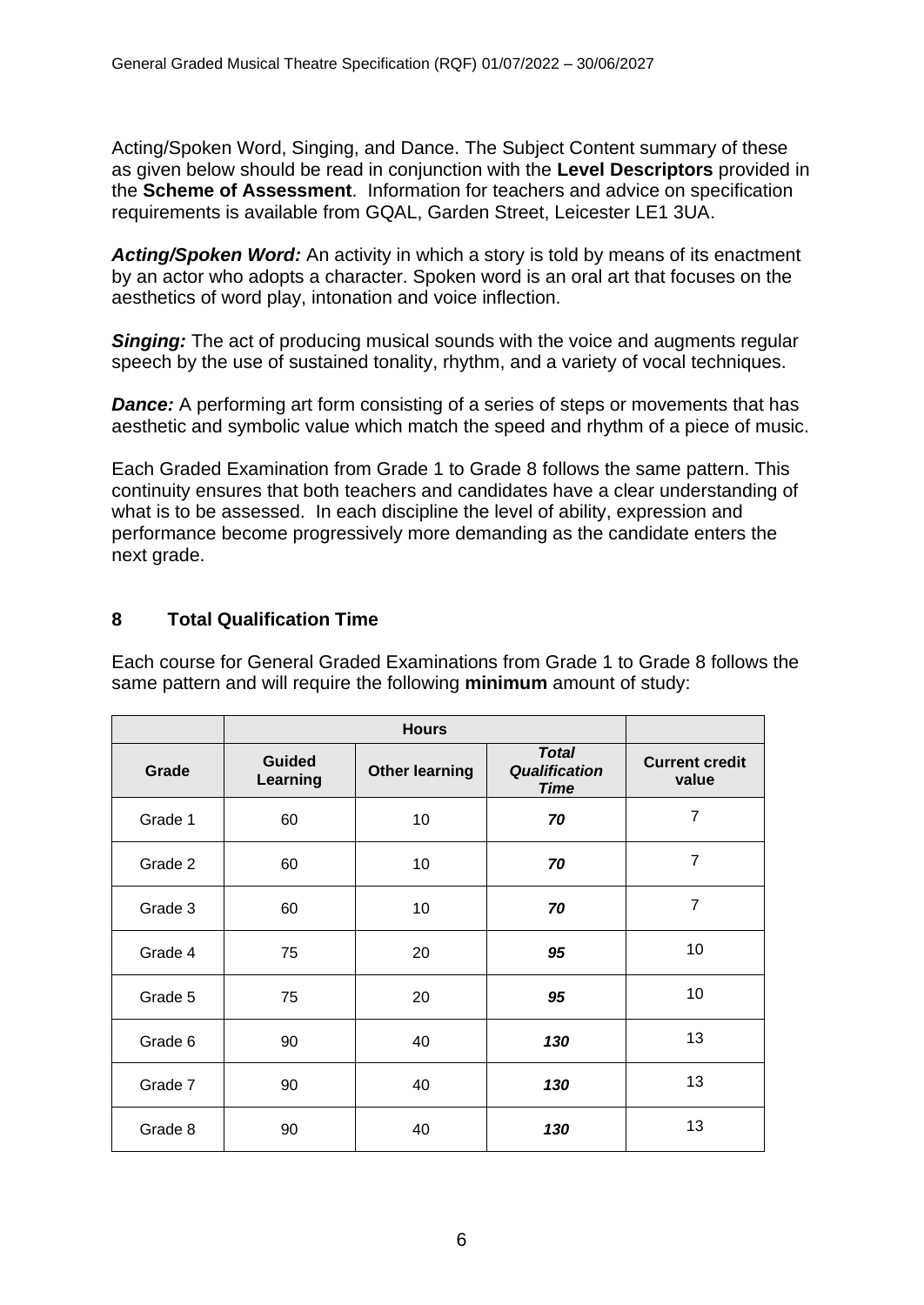Acting/Spoken Word, Singing, and Dance. The Subject Content summary of these as given below should be read in conjunction with the **Level Descriptors** provided in the **Scheme of Assessment**. Information for teachers and advice on specification requirements is available from GQAL, Garden Street, Leicester LE1 3UA.

***Acting/Spoken Word:*** An activity in which a story is told by means of its enactment by an actor who adopts a character. Spoken word is an oral art that focuses on the aesthetics of word play, intonation and voice inflection.

***Singing:*** The act of producing musical sounds with the voice and augments regular speech by the use of sustained tonality, rhythm, and a variety of vocal techniques.

***Dance:*** A performing art form consisting of a series of steps or movements that has aesthetic and symbolic value which match the speed and rhythm of a piece of music.

Each Graded Examination from Grade 1 to Grade 8 follows the same pattern. This continuity ensures that both teachers and candidates have a clear understanding of what is to be assessed. In each discipline the level of ability, expression and performance become progressively more demanding as the candidate enters the next grade.

## 8 Total Qualification Time

Each course for General Graded Examinations from Grade 1 to Grade 8 follows the same pattern and will require the following **minimum** amount of study:

| | **Hours** | | | |
|---|---|---|---|---|
| **Grade** | **Guided Learning** | **Other learning** | ***Total Qualification Time*** | **Current credit value** |
| Grade 1 | 60 | 10 | ***70*** | 7 |
| Grade 2 | 60 | 10 | ***70*** | 7 |
| Grade 3 | 60 | 10 | ***70*** | 7 |
| Grade 4 | 75 | 20 | ***95*** | 10 |
| Grade 5 | 75 | 20 | ***95*** | 10 |
| Grade 6 | 90 | 40 | ***130*** | 13 |
| Grade 7 | 90 | 40 | ***130*** | 13 |
| Grade 8 | 90 | 40 | ***130*** | 13 |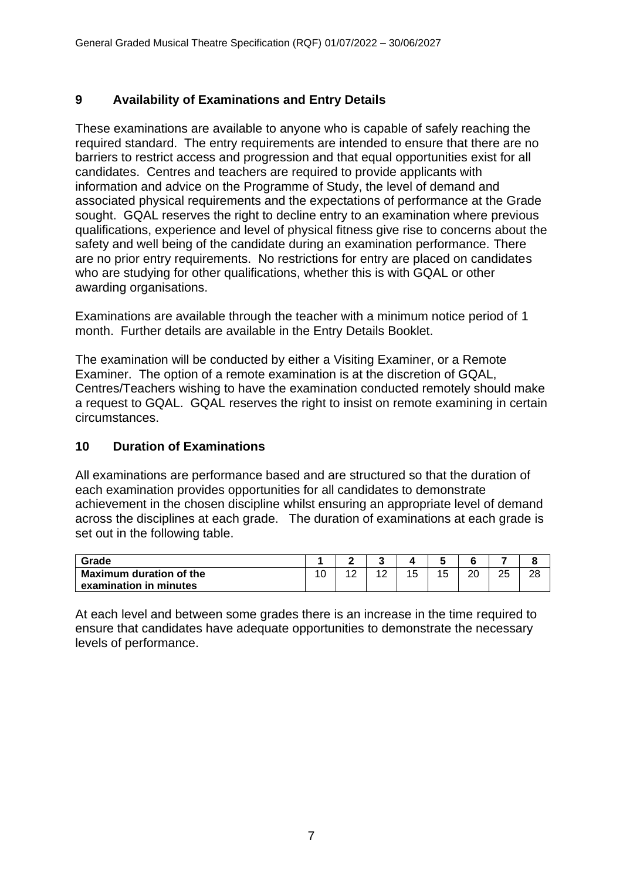## 9 Availability of Examinations and Entry Details

These examinations are available to anyone who is capable of safely reaching the required standard. The entry requirements are intended to ensure that there are no barriers to restrict access and progression and that equal opportunities exist for all candidates. Centres and teachers are required to provide applicants with information and advice on the Programme of Study, the level of demand and associated physical requirements and the expectations of performance at the Grade sought. GQAL reserves the right to decline entry to an examination where previous qualifications, experience and level of physical fitness give rise to concerns about the safety and well being of the candidate during an examination performance. There are no prior entry requirements. No restrictions for entry are placed on candidates who are studying for other qualifications, whether this is with GQAL or other awarding organisations.

Examinations are available through the teacher with a minimum notice period of 1 month. Further details are available in the Entry Details Booklet.

The examination will be conducted by either a Visiting Examiner, or a Remote Examiner. The option of a remote examination is at the discretion of GQAL, Centres/Teachers wishing to have the examination conducted remotely should make a request to GQAL. GQAL reserves the right to insist on remote examining in certain circumstances.

## 10 Duration of Examinations

All examinations are performance based and are structured so that the duration of each examination provides opportunities for all candidates to demonstrate achievement in the chosen discipline whilst ensuring an appropriate level of demand across the disciplines at each grade. The duration of examinations at each grade is set out in the following table.

| Grade | 1 | 2 | 3 | 4 | 5 | 6 | 7 | 8 |
|---|---|---|---|---|---|---|---|---|
| **Maximum duration of the examination in minutes** | 10 | 12 | 12 | 15 | 15 | 20 | 25 | 28 |

At each level and between some grades there is an increase in the time required to ensure that candidates have adequate opportunities to demonstrate the necessary levels of performance.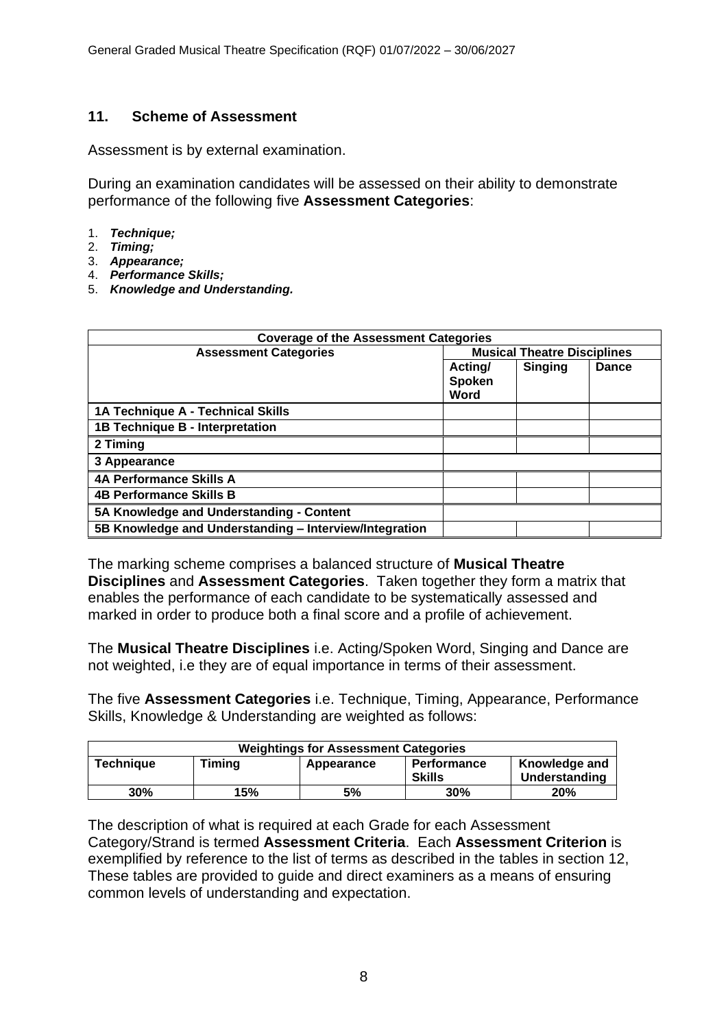## 11. Scheme of Assessment

Assessment is by external examination.

During an examination candidates will be assessed on their ability to demonstrate performance of the following five **Assessment Categories**:

1. ***Technique;***
2. ***Timing;***
3. ***Appearance;***
4. ***Performance Skills;***
5. ***Knowledge and Understanding.***

| **Coverage of the Assessment Categories** | | | |
|---|---|---|---|
| **Assessment Categories** | **Musical Theatre Disciplines** | | |
| | **Acting/ Spoken Word** | **Singing** | **Dance** |
| **1A Technique A - Technical Skills** | | | |
| **1B Technique B - Interpretation** | | | |
| **2 Timing** | | | |
| **3 Appearance** | | | |
| **4A Performance Skills A** | | | |
| **4B Performance Skills B** | | | |
| **5A Knowledge and Understanding - Content** | | | |
| **5B Knowledge and Understanding – Interview/Integration** | | | |

The marking scheme comprises a balanced structure of **Musical Theatre Disciplines** and **Assessment Categories**. Taken together they form a matrix that enables the performance of each candidate to be systematically assessed and marked in order to produce both a final score and a profile of achievement.

The **Musical Theatre Disciplines** i.e. Acting/Spoken Word, Singing and Dance are not weighted, i.e they are of equal importance in terms of their assessment.

The five **Assessment Categories** i.e. Technique, Timing, Appearance, Performance Skills, Knowledge & Understanding are weighted as follows:

| **Weightings for Assessment Categories** | | | | |
|---|---|---|---|---|
| **Technique** | **Timing** | **Appearance** | **Performance Skills** | **Knowledge and Understanding** |
| **30%** | **15%** | **5%** | **30%** | **20%** |

The description of what is required at each Grade for each Assessment Category/Strand is termed **Assessment Criteria**. Each **Assessment Criterion** is exemplified by reference to the list of terms as described in the tables in section 12, These tables are provided to guide and direct examiners as a means of ensuring common levels of understanding and expectation.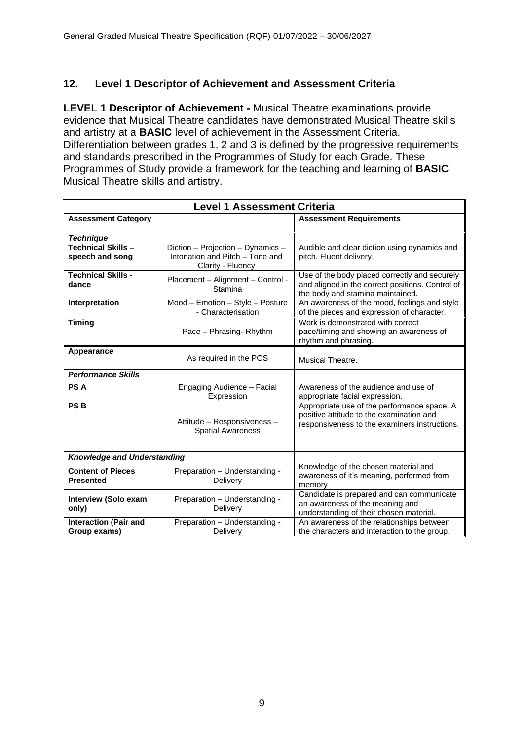## 12. Level 1 Descriptor of Achievement and Assessment Criteria

**LEVEL 1 Descriptor of Achievement -** Musical Theatre examinations provide evidence that Musical Theatre candidates have demonstrated Musical Theatre skills and artistry at a **BASIC** level of achievement in the Assessment Criteria. Differentiation between grades 1, 2 and 3 is defined by the progressive requirements and standards prescribed in the Programmes of Study for each Grade. These Programmes of Study provide a framework for the teaching and learning of **BASIC** Musical Theatre skills and artistry.

| **Level 1 Assessment Criteria** | | |
|---|---|---|
| **Assessment Category** | | **Assessment Requirements** |
| ***Technique*** | | |
| **Technical Skills – speech and song** | Diction – Projection – Dynamics – Intonation and Pitch – Tone and Clarity - Fluency | Audible and clear diction using dynamics and pitch. Fluent delivery. |
| **Technical Skills - dance** | Placement – Alignment – Control - Stamina | Use of the body placed correctly and securely and aligned in the correct positions. Control of the body and stamina maintained. |
| **Interpretation** | Mood – Emotion – Style – Posture - Characterisation | An awareness of the mood, feelings and style of the pieces and expression of character. |
| **Timing** | Pace – Phrasing- Rhythm | Work is demonstrated with correct pace/timing and showing an awareness of rhythm and phrasing. |
| **Appearance** | As required in the POS | Musical Theatre. |
| ***Performance Skills*** | | |
| **PS A** | Engaging Audience – Facial Expression | Awareness of the audience and use of appropriate facial expression. |
| **PS B** | Attitude – Responsiveness – Spatial Awareness | Appropriate use of the performance space. A positive attitude to the examination and responsiveness to the examiners instructions. |
| ***Knowledge and Understanding*** | | |
| **Content of Pieces Presented** | Preparation – Understanding - Delivery | Knowledge of the chosen material and awareness of it's meaning, performed from memory |
| **Interview (Solo exam only)** | Preparation – Understanding - Delivery | Candidate is prepared and can communicate an awareness of the meaning and understanding of their chosen material. |
| **Interaction (Pair and Group exams)** | Preparation – Understanding - Delivery | An awareness of the relationships between the characters and interaction to the group. |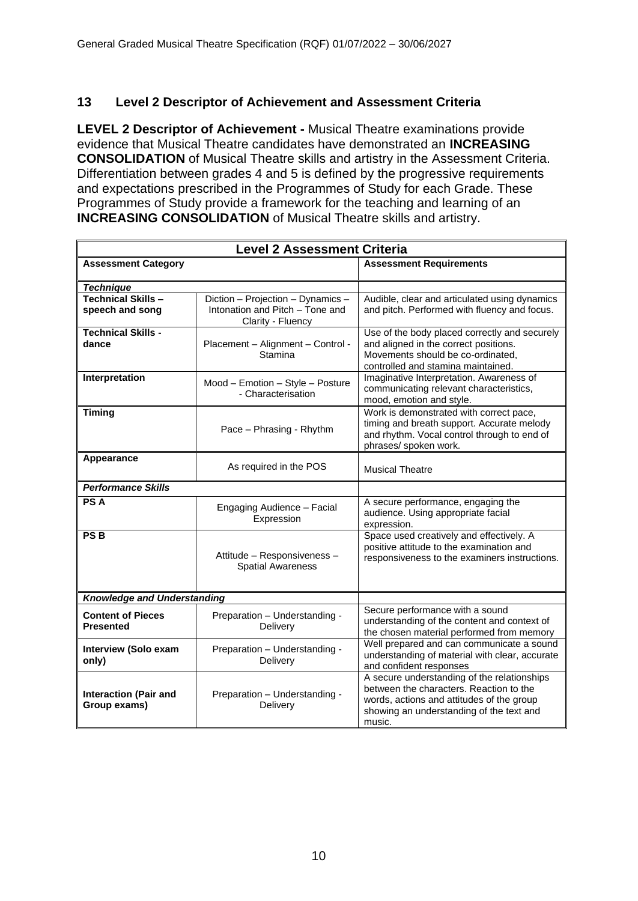## 13 Level 2 Descriptor of Achievement and Assessment Criteria

**LEVEL 2 Descriptor of Achievement -** Musical Theatre examinations provide evidence that Musical Theatre candidates have demonstrated an **INCREASING CONSOLIDATION** of Musical Theatre skills and artistry in the Assessment Criteria. Differentiation between grades 4 and 5 is defined by the progressive requirements and expectations prescribed in the Programmes of Study for each Grade. These Programmes of Study provide a framework for the teaching and learning of an **INCREASING CONSOLIDATION** of Musical Theatre skills and artistry.

| **Level 2 Assessment Criteria** | | |
|---|---|---|
| **Assessment Category** | | **Assessment Requirements** |
| ***Technique*** | | |
| **Technical Skills – speech and song** | Diction – Projection – Dynamics – Intonation and Pitch – Tone and Clarity - Fluency | Audible, clear and articulated using dynamics and pitch. Performed with fluency and focus. |
| **Technical Skills - dance** | Placement – Alignment – Control - Stamina | Use of the body placed correctly and securely and aligned in the correct positions. Movements should be co-ordinated, controlled and stamina maintained. |
| **Interpretation** | Mood – Emotion – Style – Posture - Characterisation | Imaginative Interpretation. Awareness of communicating relevant characteristics, mood, emotion and style. |
| **Timing** | Pace – Phrasing - Rhythm | Work is demonstrated with correct pace, timing and breath support. Accurate melody and rhythm. Vocal control through to end of phrases/ spoken work. |
| **Appearance** | As required in the POS | Musical Theatre |
| ***Performance Skills*** | | |
| **PS A** | Engaging Audience – Facial Expression | A secure performance, engaging the audience. Using appropriate facial expression. |
| **PS B** | Attitude – Responsiveness – Spatial Awareness | Space used creatively and effectively. A positive attitude to the examination and responsiveness to the examiners instructions. |
| ***Knowledge and Understanding*** | | |
| **Content of Pieces Presented** | Preparation – Understanding - Delivery | Secure performance with a sound understanding of the content and context of the chosen material performed from memory |
| **Interview (Solo exam only)** | Preparation – Understanding - Delivery | Well prepared and can communicate a sound understanding of material with clear, accurate and confident responses |
| **Interaction (Pair and Group exams)** | Preparation – Understanding - Delivery | A secure understanding of the relationships between the characters. Reaction to the words, actions and attitudes of the group showing an understanding of the text and music. |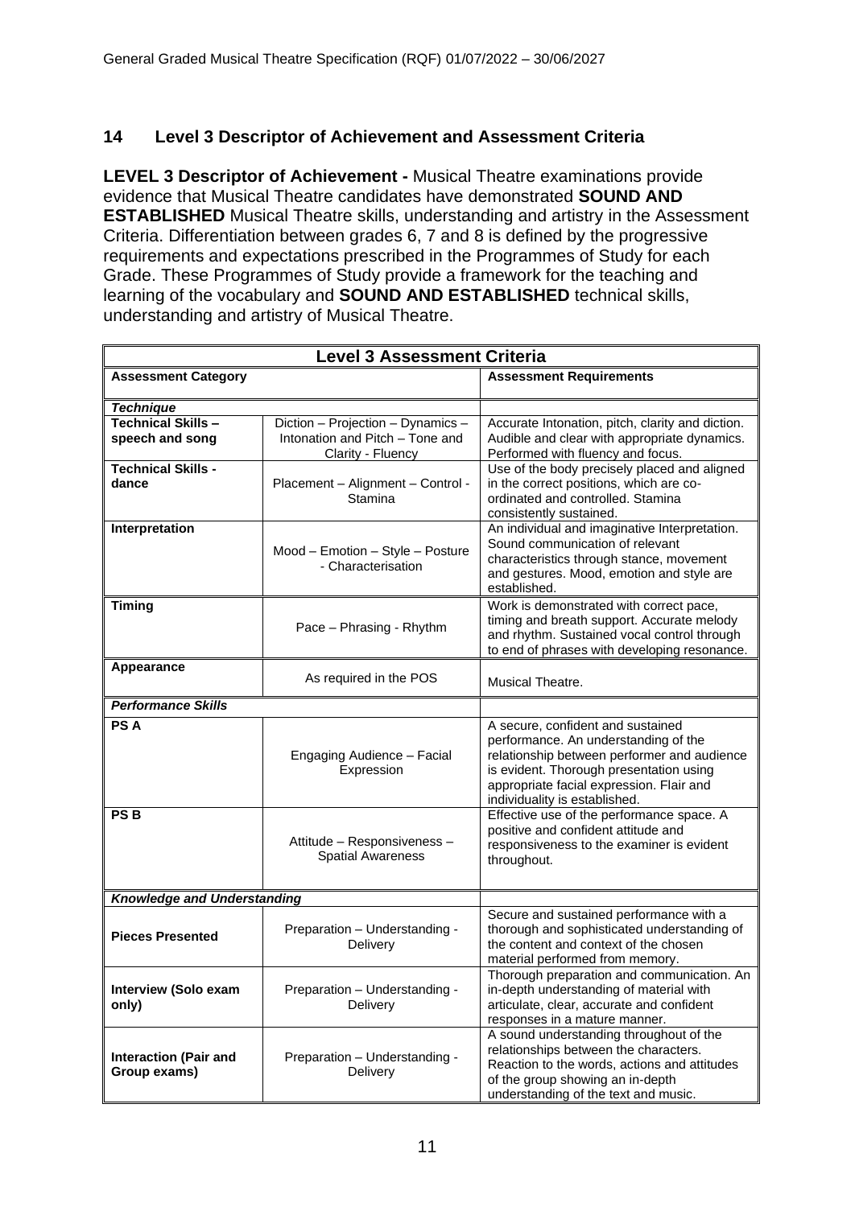## 14 Level 3 Descriptor of Achievement and Assessment Criteria

**LEVEL 3 Descriptor of Achievement -** Musical Theatre examinations provide evidence that Musical Theatre candidates have demonstrated **SOUND AND ESTABLISHED** Musical Theatre skills, understanding and artistry in the Assessment Criteria. Differentiation between grades 6, 7 and 8 is defined by the progressive requirements and expectations prescribed in the Programmes of Study for each Grade. These Programmes of Study provide a framework for the teaching and learning of the vocabulary and **SOUND AND ESTABLISHED** technical skills, understanding and artistry of Musical Theatre.

| **Level 3 Assessment Criteria** | | |
|---|---|---|
| **Assessment Category** | | **Assessment Requirements** |
| ***Technique*** | | |
| **Technical Skills – speech and song** | Diction – Projection – Dynamics – Intonation and Pitch – Tone and Clarity - Fluency | Accurate Intonation, pitch, clarity and diction. Audible and clear with appropriate dynamics. Performed with fluency and focus. |
| **Technical Skills - dance** | Placement – Alignment – Control - Stamina | Use of the body precisely placed and aligned in the correct positions, which are co-ordinated and controlled. Stamina consistently sustained. |
| **Interpretation** | Mood – Emotion – Style – Posture - Characterisation | An individual and imaginative Interpretation. Sound communication of relevant characteristics through stance, movement and gestures. Mood, emotion and style are established. |
| **Timing** | Pace – Phrasing - Rhythm | Work is demonstrated with correct pace, timing and breath support. Accurate melody and rhythm. Sustained vocal control through to end of phrases with developing resonance. |
| **Appearance** | As required in the POS | Musical Theatre. |
| ***Performance Skills*** | | |
| **PS A** | Engaging Audience – Facial Expression | A secure, confident and sustained performance. An understanding of the relationship between performer and audience is evident. Thorough presentation using appropriate facial expression. Flair and individuality is established. |
| **PS B** | Attitude – Responsiveness – Spatial Awareness | Effective use of the performance space. A positive and confident attitude and responsiveness to the examiner is evident throughout. |
| ***Knowledge and Understanding*** | | |
| **Pieces Presented** | Preparation – Understanding - Delivery | Secure and sustained performance with a thorough and sophisticated understanding of the content and context of the chosen material performed from memory. |
| **Interview (Solo exam only)** | Preparation – Understanding - Delivery | Thorough preparation and communication. An in-depth understanding of material with articulate, clear, accurate and confident responses in a mature manner. |
| **Interaction (Pair and Group exams)** | Preparation – Understanding - Delivery | A sound understanding throughout of the relationships between the characters. Reaction to the words, actions and attitudes of the group showing an in-depth understanding of the text and music. |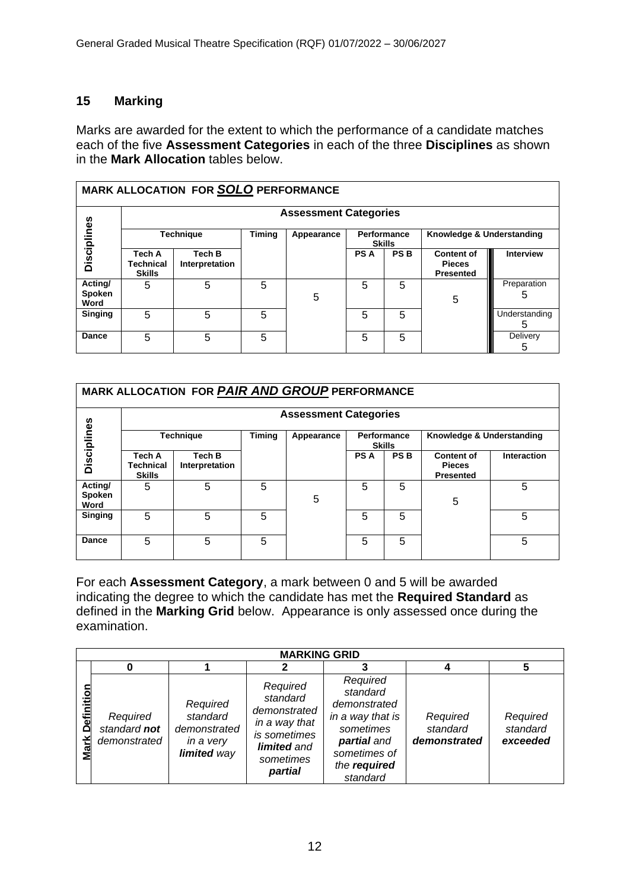## 15 Marking

Marks are awarded for the extent to which the performance of a candidate matches each of the five **Assessment Categories** in each of the three **Disciplines** as shown in the **Mark Allocation** tables below.

**MARK ALLOCATION FOR *SOLO* PERFORMANCE**

| Disciplines | Assessment Categories | | | | | | | |
|---|---|---|---|---|---|---|---|---|
| | Technique | | Timing | Appearance | Performance Skills | | Knowledge & Understanding | |
| | Tech A Technical Skills | Tech B Interpretation | | | PS A | PS B | Content of Pieces Presented | Interview |
| Acting/ Spoken Word | 5 | 5 | 5 | 5 | 5 | 5 | 5 | Preparation 5 |
| Singing | 5 | 5 | 5 | | 5 | 5 | | Understanding 5 |
| Dance | 5 | 5 | 5 | | 5 | 5 | | Delivery 5 |

**MARK ALLOCATION FOR *PAIR AND GROUP* PERFORMANCE**

| Disciplines | Assessment Categories | | | | | | | |
|---|---|---|---|---|---|---|---|---|
| | Technique | | Timing | Appearance | Performance Skills | | Knowledge & Understanding | |
| | Tech A Technical Skills | Tech B Interpretation | | | PS A | PS B | Content of Pieces Presented | Interaction |
| Acting/ Spoken Word | 5 | 5 | 5 | 5 | 5 | 5 | 5 | 5 |
| Singing | 5 | 5 | 5 | | 5 | 5 | | 5 |
| Dance | 5 | 5 | 5 | | 5 | 5 | | 5 |

For each **Assessment Category**, a mark between 0 and 5 will be awarded indicating the degree to which the candidate has met the **Required Standard** as defined in the **Marking Grid** below. Appearance is only assessed once during the examination.

**MARKING GRID**

| | 0 | 1 | 2 | 3 | 4 | 5 |
|---|---|---|---|---|---|---|
| Mark Definition | *Required standard **not** demonstrated* | *Required standard demonstrated in a very **limited** way* | *Required standard demonstrated in a way that is sometimes **limited** and sometimes **partial*** | *Required standard demonstrated in a way that is sometimes **partial** and sometimes of the **required** standard* | *Required standard **demonstrated*** | *Required standard **exceeded*** |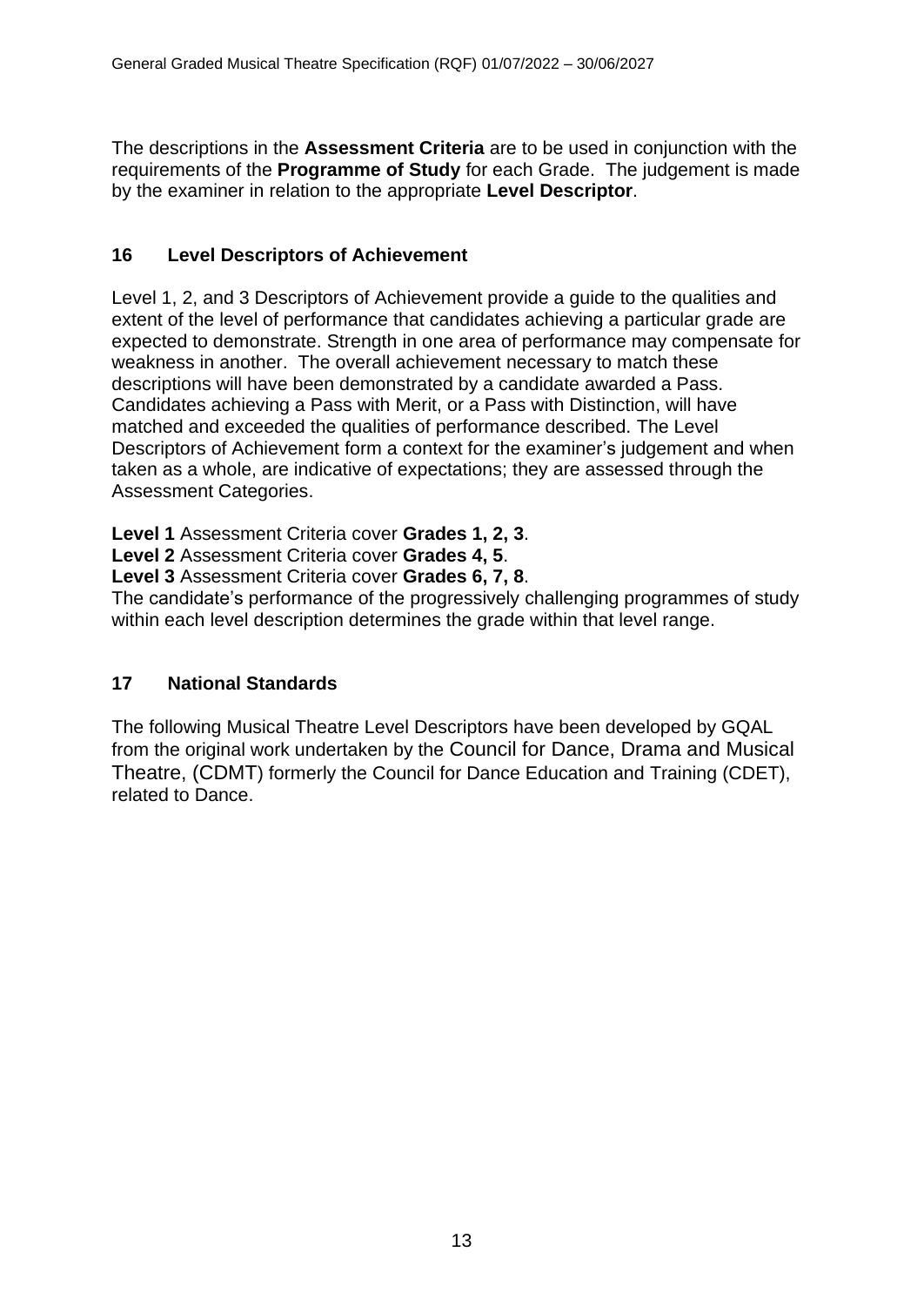The descriptions in the **Assessment Criteria** are to be used in conjunction with the requirements of the **Programme of Study** for each Grade. The judgement is made by the examiner in relation to the appropriate **Level Descriptor**.

## 16 Level Descriptors of Achievement

Level 1, 2, and 3 Descriptors of Achievement provide a guide to the qualities and extent of the level of performance that candidates achieving a particular grade are expected to demonstrate. Strength in one area of performance may compensate for weakness in another. The overall achievement necessary to match these descriptions will have been demonstrated by a candidate awarded a Pass. Candidates achieving a Pass with Merit, or a Pass with Distinction, will have matched and exceeded the qualities of performance described. The Level Descriptors of Achievement form a context for the examiner's judgement and when taken as a whole, are indicative of expectations; they are assessed through the Assessment Categories.

**Level 1** Assessment Criteria cover **Grades 1, 2, 3**.
**Level 2** Assessment Criteria cover **Grades 4, 5**.
**Level 3** Assessment Criteria cover **Grades 6, 7, 8**.
The candidate's performance of the progressively challenging programmes of study within each level description determines the grade within that level range.

## 17 National Standards

The following Musical Theatre Level Descriptors have been developed by GQAL from the original work undertaken by the Council for Dance, Drama and Musical Theatre, (CDMT) formerly the Council for Dance Education and Training (CDET), related to Dance.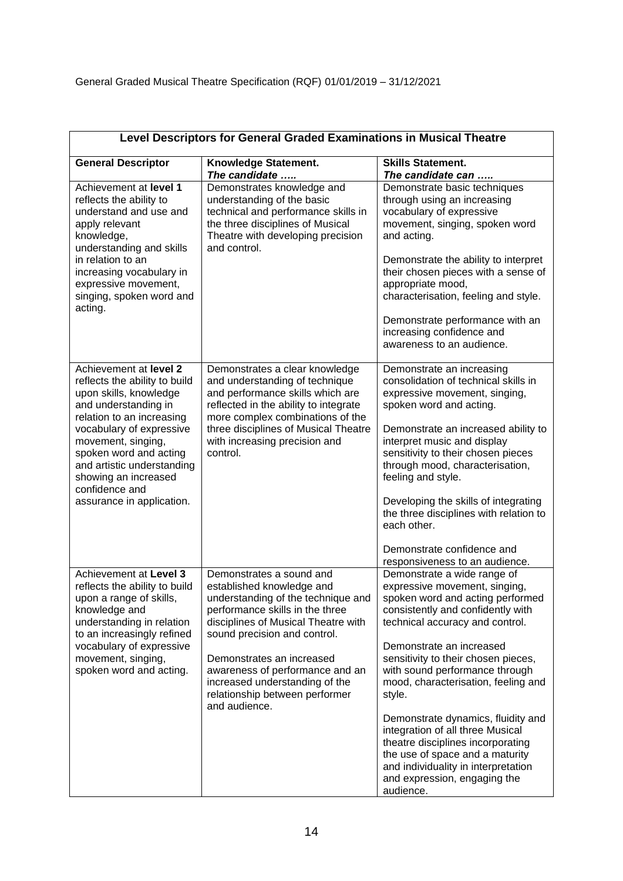General Graded Musical Theatre Specification (RQF) 01/01/2019 – 31/12/2021

| Level Descriptors for General Graded Examinations in Musical Theatre | | |
|---|---|---|
| **General Descriptor** | **Knowledge Statement.** ***The candidate …..*** | **Skills Statement.** ***The candidate can …..*** |
| Achievement at **level 1** reflects the ability to understand and use and apply relevant knowledge, understanding and skills in relation to an increasing vocabulary in expressive movement, singing, spoken word and acting. | Demonstrates knowledge and understanding of the basic technical and performance skills in the three disciplines of Musical Theatre with developing precision and control. | Demonstrate basic techniques through using an increasing vocabulary of expressive movement, singing, spoken word and acting.<br><br>Demonstrate the ability to interpret their chosen pieces with a sense of appropriate mood, characterisation, feeling and style.<br><br>Demonstrate performance with an increasing confidence and awareness to an audience. |
| Achievement at **level 2** reflects the ability to build upon skills, knowledge and understanding in relation to an increasing vocabulary of expressive movement, singing, spoken word and acting and artistic understanding showing an increased confidence and assurance in application. | Demonstrates a clear knowledge and understanding of technique and performance skills which are reflected in the ability to integrate more complex combinations of the three disciplines of Musical Theatre with increasing precision and control. | Demonstrate an increasing consolidation of technical skills in expressive movement, singing, spoken word and acting.<br><br>Demonstrate an increased ability to interpret music and display sensitivity to their chosen pieces through mood, characterisation, feeling and style.<br><br>Developing the skills of integrating the three disciplines with relation to each other.<br><br>Demonstrate confidence and responsiveness to an audience. |
| Achievement at **Level 3** reflects the ability to build upon a range of skills, knowledge and understanding in relation to an increasingly refined vocabulary of expressive movement, singing, spoken word and acting. | Demonstrates a sound and established knowledge and understanding of the technique and performance skills in the three disciplines of Musical Theatre with sound precision and control.<br><br>Demonstrates an increased awareness of performance and an increased understanding of the relationship between performer and audience. | Demonstrate a wide range of expressive movement, singing, spoken word and acting performed consistently and confidently with technical accuracy and control.<br><br>Demonstrate an increased sensitivity to their chosen pieces, with sound performance through mood, characterisation, feeling and style.<br><br>Demonstrate dynamics, fluidity and integration of all three Musical theatre disciplines incorporating the use of space and a maturity and individuality in interpretation and expression, engaging the audience. |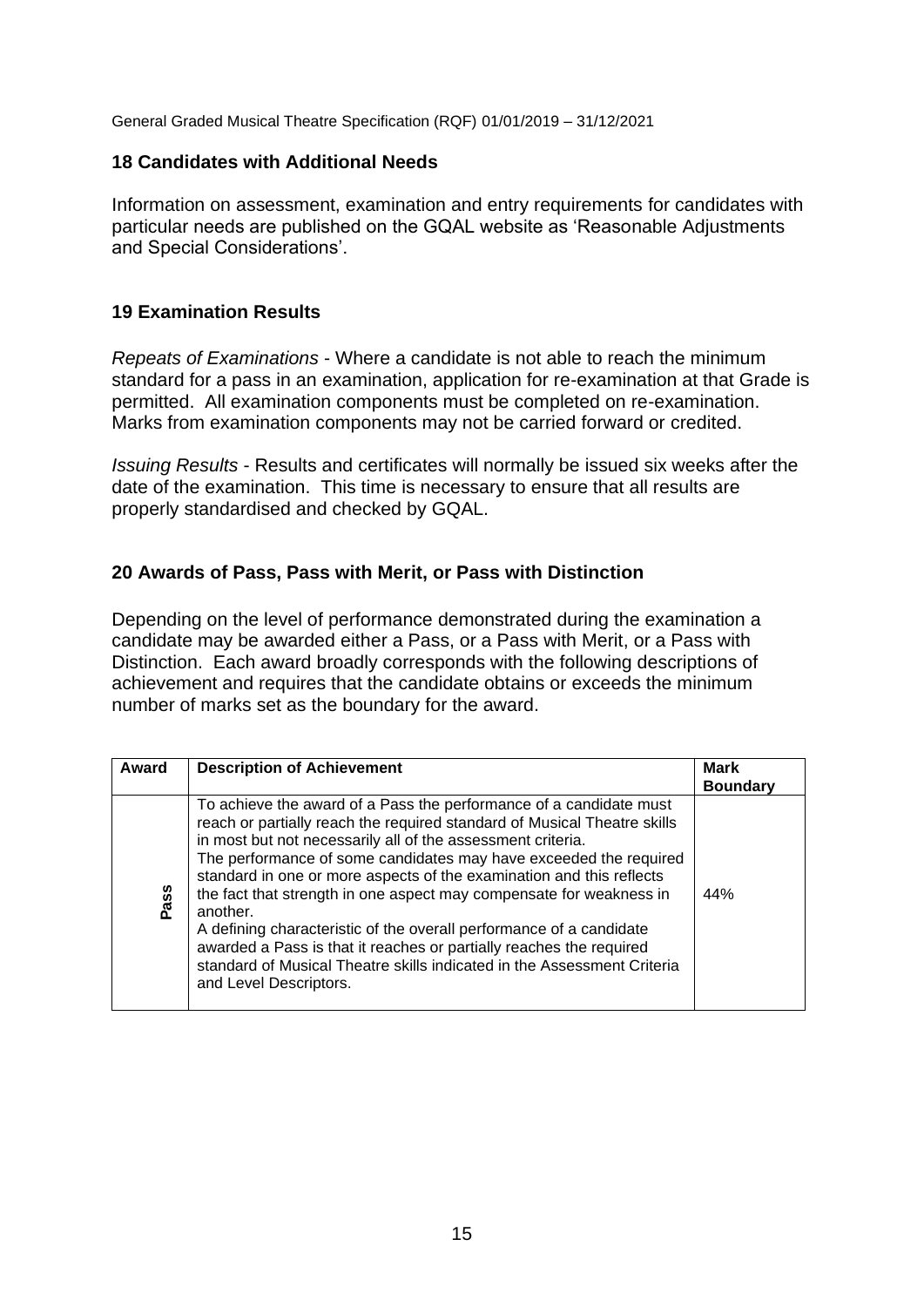## 18 Candidates with Additional Needs

Information on assessment, examination and entry requirements for candidates with particular needs are published on the GQAL website as 'Reasonable Adjustments and Special Considerations'.

## 19 Examination Results

*Repeats of Examinations* - Where a candidate is not able to reach the minimum standard for a pass in an examination, application for re-examination at that Grade is permitted. All examination components must be completed on re-examination. Marks from examination components may not be carried forward or credited.

*Issuing Results* - Results and certificates will normally be issued six weeks after the date of the examination. This time is necessary to ensure that all results are properly standardised and checked by GQAL.

## 20 Awards of Pass, Pass with Merit, or Pass with Distinction

Depending on the level of performance demonstrated during the examination a candidate may be awarded either a Pass, or a Pass with Merit, or a Pass with Distinction. Each award broadly corresponds with the following descriptions of achievement and requires that the candidate obtains or exceeds the minimum number of marks set as the boundary for the award.

| Award | Description of Achievement | Mark Boundary |
| --- | --- | --- |
| Pass | To achieve the award of a Pass the performance of a candidate must reach or partially reach the required standard of Musical Theatre skills in most but not necessarily all of the assessment criteria.<br>The performance of some candidates may have exceeded the required standard in one or more aspects of the examination and this reflects the fact that strength in one aspect may compensate for weakness in another.<br>A defining characteristic of the overall performance of a candidate awarded a Pass is that it reaches or partially reaches the required standard of Musical Theatre skills indicated in the Assessment Criteria and Level Descriptors. | 44% |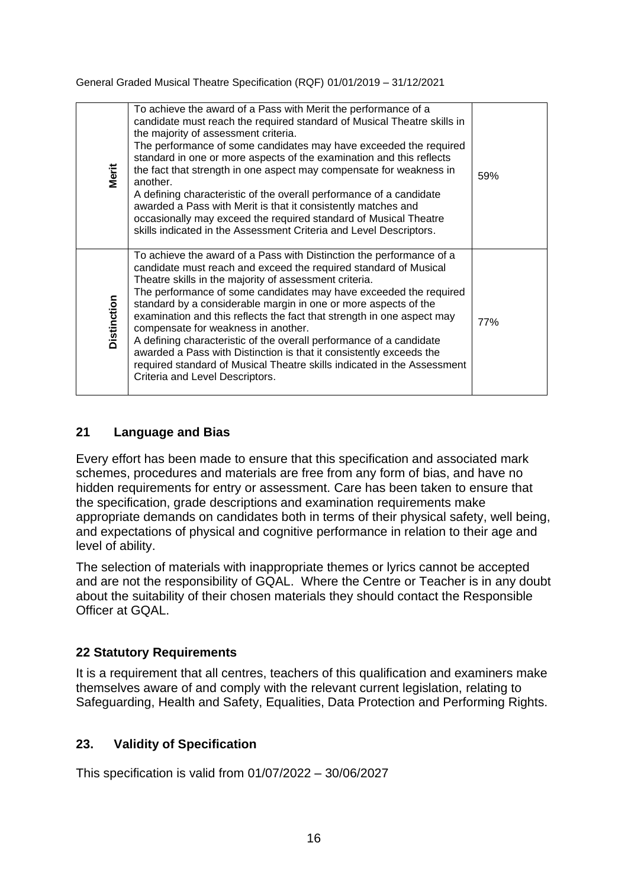| | | |
|---|---|---|
| **Merit** | To achieve the award of a Pass with Merit the performance of a candidate must reach the required standard of Musical Theatre skills in the majority of assessment criteria.<br>The performance of some candidates may have exceeded the required standard in one or more aspects of the examination and this reflects the fact that strength in one aspect may compensate for weakness in another.<br>A defining characteristic of the overall performance of a candidate awarded a Pass with Merit is that it consistently matches and occasionally may exceed the required standard of Musical Theatre skills indicated in the Assessment Criteria and Level Descriptors. | 59% |
| **Distinction** | To achieve the award of a Pass with Distinction the performance of a candidate must reach and exceed the required standard of Musical Theatre skills in the majority of assessment criteria.<br>The performance of some candidates may have exceeded the required standard by a considerable margin in one or more aspects of the examination and this reflects the fact that strength in one aspect may compensate for weakness in another.<br>A defining characteristic of the overall performance of a candidate awarded a Pass with Distinction is that it consistently exceeds the required standard of Musical Theatre skills indicated in the Assessment Criteria and Level Descriptors. | 77% |

## 21 Language and Bias

Every effort has been made to ensure that this specification and associated mark schemes, procedures and materials are free from any form of bias, and have no hidden requirements for entry or assessment. Care has been taken to ensure that the specification, grade descriptions and examination requirements make appropriate demands on candidates both in terms of their physical safety, well being, and expectations of physical and cognitive performance in relation to their age and level of ability.

The selection of materials with inappropriate themes or lyrics cannot be accepted and are not the responsibility of GQAL. Where the Centre or Teacher is in any doubt about the suitability of their chosen materials they should contact the Responsible Officer at GQAL.

## 22 Statutory Requirements

It is a requirement that all centres, teachers of this qualification and examiners make themselves aware of and comply with the relevant current legislation, relating to Safeguarding, Health and Safety, Equalities, Data Protection and Performing Rights.

## 23. Validity of Specification

This specification is valid from 01/07/2022 – 30/06/2027